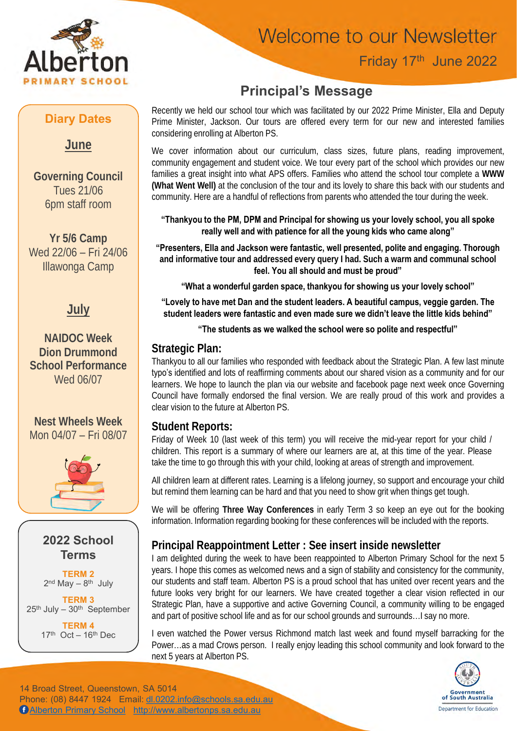# Welcome to our Newsletter

Friday 17th June 2022

## Principal's Message

Recently we held our school tour which was facilitated by our 2022 Prime Minister, Ella and Deputy Prime Minister, Jackson. Our tours are offered every term for our new and interested families considering enrolling at Alberton PS.

We cover information about our curriculum, class sizes, future plans, reading improvement, community engagement and student voice. We tour every part of the school which provides our new families a great insight into what APS offers. Families who attend the school tour complete a **WWW (What Went Well)** at the conclusion of the tour and its lovely to share this back with our students and community. Here are a handful of reflections from parents who attended the tour during the week.

**"Thankyou to the PM, DPM and Principal for showing us your lovely school, you all spoke really well and with patience for all the young kids who came along"**

**"Presenters, Ella and Jackson were fantastic, well presented, polite and engaging. Thorough and informative tour and addressed every query I had. Such a warm and communal school feel. You all should and must be proud"**

**"What a wonderful garden space, thankyou for showing us your lovely school"**

**"Lovely to have met Dan and the student leaders. A beautiful campus, veggie garden. The student leaders were fantastic and even made sure we didn't leave the little kids behind"**

**"The students as we walked the school were so polite and respectful"**

### Strategic Plan:

Thankyou to all our families who responded with feedback about the Strategic Plan. A few last minute typo's identified and lots of reaffirming comments about our shared vision as a community and for our learners. We hope to launch the plan via our website and facebook page next week once Governing Council have formally endorsed the final version. We are really proud of this work and provides a clear vision to the future at Alberton PS.

### Student Reports:

Friday of Week 10 (last week of this term) you will receive the mid-year report for your child / children. This report is a summary of where our learners are at, at this time of the year. Please take the time to go through this with your child, looking at areas of strength and improvement.

All children learn at different rates. Learning is a lifelong journey, so support and encourage your child but remind them learning can be hard and that you need to show grit when things get tough.

We will be offering **Three Way Conferences** in early Term 3 so keep an eye out for the booking information. Information regarding booking for these conferences will be included with the reports.

### Principal Reappointment Letter : See insert inside newsletter

I am delighted during the week to have been reappointed to Alberton Primary School for the next 5 years. I hope this comes as welcomed news and a sign of stability and consistency for the community, our students and staff team. Alberton PS is a proud school that has united over recent years and the future looks very bright for our learners. We have created together a clear vision reflected in our Strategic Plan, have a supportive and active Governing Council, a community willing to be engaged and part of positive school life and as for our school grounds and surrounds…I say no more.

I even watched the Power versus Richmond match last week and found myself barracking for the Power…as a mad Crows person. I really enjoy leading this school community and look forward to the next 5 years at Alberton PS.

## Diary Dates

### June

**Governing Council**
Tues 21/06
6pm staff room

**Yr 5/6 Camp**
Wed 22/06 – Fri 24/06
Illawonga Camp

### July

**NAIDOC Week**
**Dion Drummond**
**School Performance**
Wed 06/07

**Nest Wheels Week**
Mon 04/07 – Fri 08/07

## 2022 School Terms

**TERM 2**
2nd May – 8th July

**TERM 3**
25th July – 30th September

**TERM 4**
17th Oct – 16th Dec

14 Broad Street, Queenstown, SA 5014
Phone: (08) 8447 1924 Email: dl.0202.info@schools.sa.edu.au
Alberton Primary School http://www.albertonps.sa.edu.au

Government of South Australia
Department for Education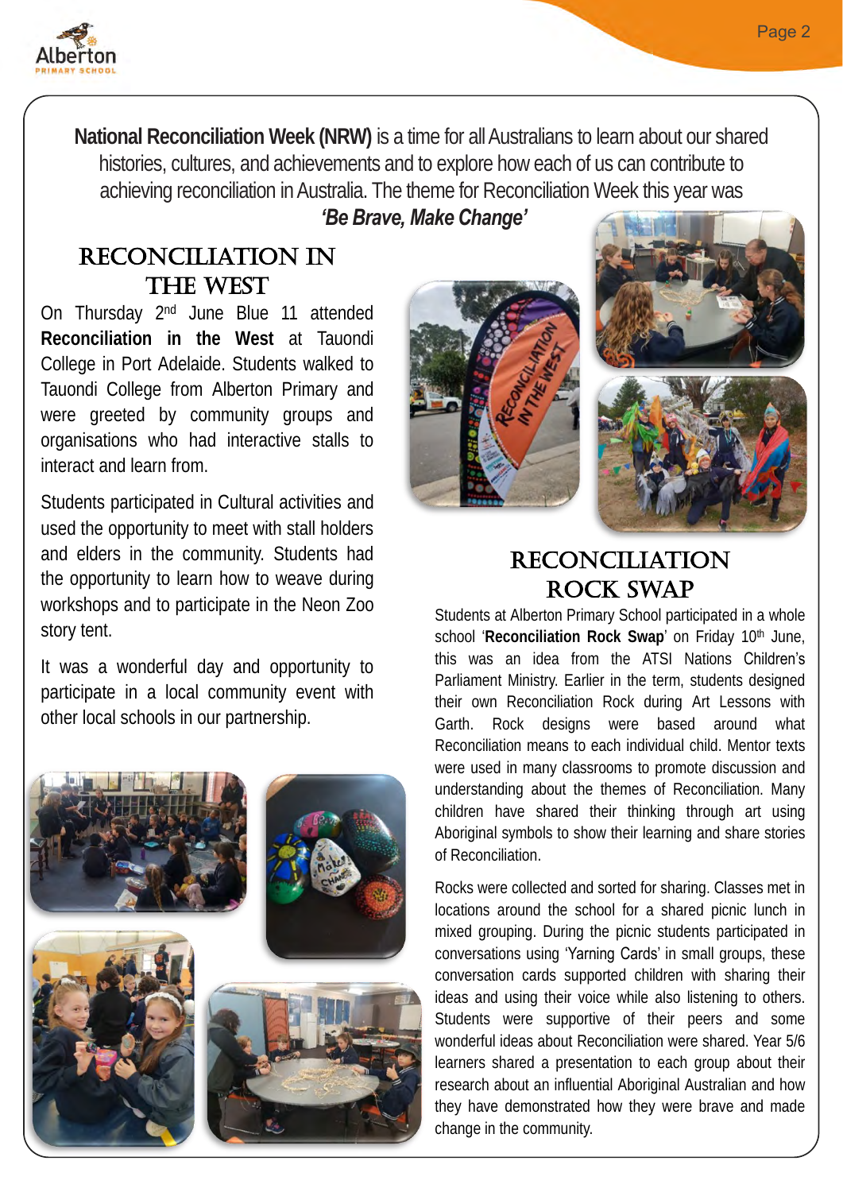**National Reconciliation Week (NRW)** is a time for all Australians to learn about our shared histories, cultures, and achievements and to explore how each of us can contribute to achieving reconciliation in Australia. The theme for Reconciliation Week this year was ***'Be Brave, Make Change'***

## RECONCILIATION IN THE WEST

On Thursday 2nd June Blue 11 attended **Reconciliation in the West** at Tauondi College in Port Adelaide. Students walked to Tauondi College from Alberton Primary and were greeted by community groups and organisations who had interactive stalls to interact and learn from.

Students participated in Cultural activities and used the opportunity to meet with stall holders and elders in the community. Students had the opportunity to learn how to weave during workshops and to participate in the Neon Zoo story tent.

It was a wonderful day and opportunity to participate in a local community event with other local schools in our partnership.

## RECONCILIATION ROCK SWAP

Students at Alberton Primary School participated in a whole school '**Reconciliation Rock Swap**' on Friday 10th June, this was an idea from the ATSI Nations Children's Parliament Ministry. Earlier in the term, students designed their own Reconciliation Rock during Art Lessons with Garth. Rock designs were based around what Reconciliation means to each individual child. Mentor texts were used in many classrooms to promote discussion and understanding about the themes of Reconciliation. Many children have shared their thinking through art using Aboriginal symbols to show their learning and share stories of Reconciliation.

Rocks were collected and sorted for sharing. Classes met in locations around the school for a shared picnic lunch in mixed grouping. During the picnic students participated in conversations using 'Yarning Cards' in small groups, these conversation cards supported children with sharing their ideas and using their voice while also listening to others. Students were supportive of their peers and some wonderful ideas about Reconciliation were shared. Year 5/6 learners shared a presentation to each group about their research about an influential Aboriginal Australian and how they have demonstrated how they were brave and made change in the community.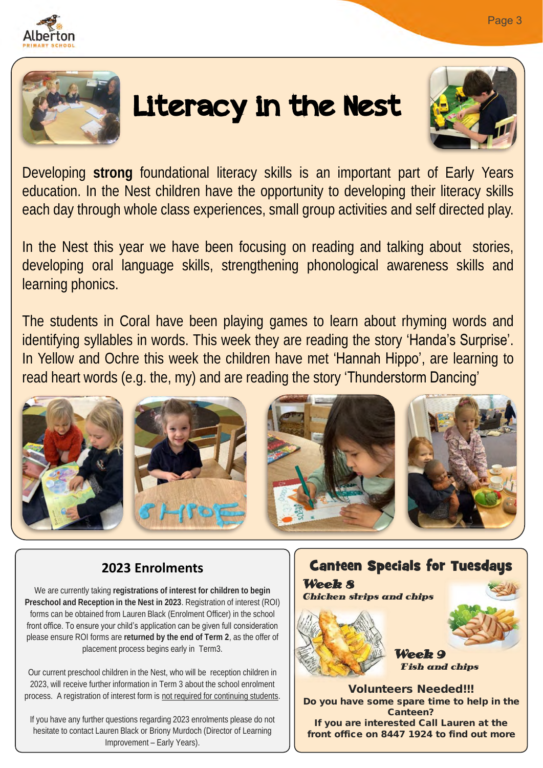# Literacy in the Nest

Developing **strong** foundational literacy skills is an important part of Early Years education. In the Nest children have the opportunity to developing their literacy skills each day through whole class experiences, small group activities and self directed play.

In the Nest this year we have been focusing on reading and talking about stories, developing oral language skills, strengthening phonological awareness skills and learning phonics.

The students in Coral have been playing games to learn about rhyming words and identifying syllables in words. This week they are reading the story 'Handa's Surprise'. In Yellow and Ochre this week the children have met 'Hannah Hippo', are learning to read heart words (e.g. the, my) and are reading the story 'Thunderstorm Dancing'

## 2023 Enrolments

We are currently taking **registrations of interest for children to begin Preschool and Reception in the Nest in 2023**. Registration of interest (ROI) forms can be obtained from Lauren Black (Enrolment Officer) in the school front office. To ensure your child's application can be given full consideration please ensure ROI forms are **returned by the end of Term 2**, as the offer of placement process begins early in Term3.

Our current preschool children in the Nest, who will be reception children in 2023, will receive further information in Term 3 about the school enrolment process. A registration of interest form is not required for continuing students.

If you have any further questions regarding 2023 enrolments please do not hesitate to contact Lauren Black or Briony Murdoch (Director of Learning Improvement – Early Years).

## Canteen Specials for Tuesdays

***Week 8***

*Chicken strips and chips*

***Week 9***

*Fish and chips*

**Volunteers Needed!!!**

**Do you have some spare time to help in the Canteen?**

**If you are interested Call Lauren at the front office on 8447 1924 to find out more**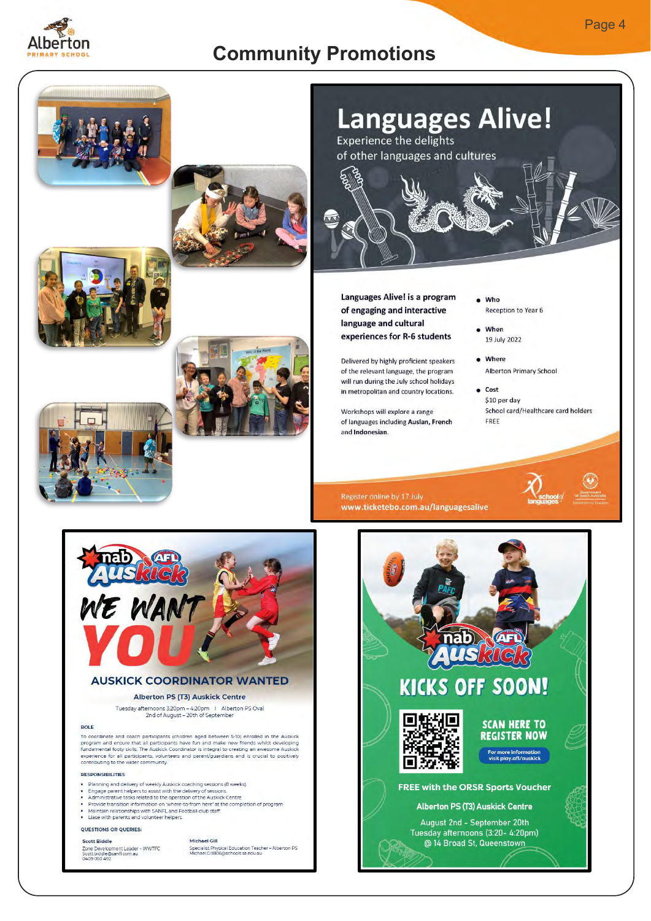# Community Promotions

## Languages Alive!

Experience the delights of other languages and cultures

**Languages Alive! is a program of engaging and interactive language and cultural experiences for R-6 students**

Delivered by highly proficient speakers of the relevant language, the program will run during the July school holidays in metropolitan and country locations.

Workshops will explore a range of languages including **Auslan, French** and **Indonesian**.

- **Who**
  Reception to Year 6
- **When**
  19 July 2022
- **Where**
  Alberton Primary School
- **Cost**
  $10 per day
  School card/Healthcare card holders FREE

Register online by 17 July
**www.ticketebo.com.au/languagesalive**

## nab AFL Auskick

# WE WANT YOU

### AUSKICK COORDINATOR WANTED

**Alberton PS (T3) Auskick Centre**

Tuesday afternoons 3:20pm – 4:20pm | Alberton PS Oval
2nd of August – 20th of September

**ROLE**

To coordinate and coach participants (children aged between 5-10) enrolled in the Auskick program and ensure that all participants have fun and make new friends whilst developing fundamental footy skills. The Auskick Coordinator is integral to creating an awesome Auskick experience for all participants, volunteers and parent/guardians and is crucial to positively contributing to the wider community.

**RESPONSIBILITIES**

- Planning and delivery of weekly Auskick coaching sessions (8 weeks)
- Engage parent helpers to assist with the delivery of sessions.
- Administrative tasks related to the operation of the Auskick Centre
- Provide transition information on 'where-to-from here' at the completion of program
- Maintain relationships with SANFL and Football club staff
- Liase with parents and volunteer helpers.

**QUESTIONS OR QUERIES:**

**Scott Biddle**
Zone Development Leader – WWTFC
Scott.biddle@sanfl.com.au
0409 050 492

**Michael Gill**
Specialist Physical Education Teacher – Alberton PS
Michael.Gill806@schools.sa.edu.au

## nab AFL Auskick

# KICKS OFF SOON!

**SCAN HERE TO REGISTER NOW**

For more information visit play.afl/auskick

**FREE with the ORSR Sports Voucher**

**Alberton PS (T3) Auskick Centre**

August 2nd - September 20th
Tuesday afternoons (3:20- 4:20pm)
@ 14 Broad St, Queenstown